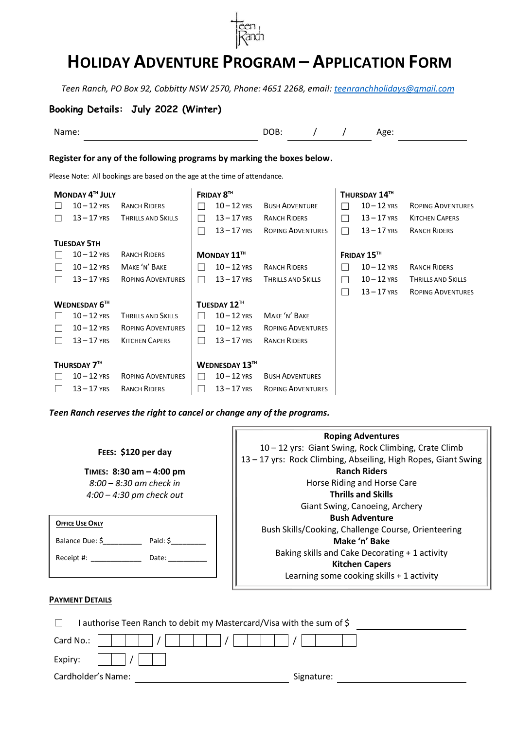# Holiday Adventure Program – Application Form

*Teen Ranch, PO Box 92, Cobbitty NSW 2570, Phone: 4651 2268, email: teenranchholidays@gmail.com*

## Booking Details: July 2022 (Winter)

Name: ______________________ DOB: ____/____/____ Age: __________

**Register for any of the following programs by marking the boxes below.**

Please Note: All bookings are based on the age at the time of attendance.

**Monday 4th July**
- ☐ 10 – 12 yrs Ranch Riders
- ☐ 13 – 17 yrs Thrills and Skills

**Tuesday 5th**
- ☐ 10 – 12 yrs Ranch Riders
- ☐ 10 – 12 yrs Make 'n' Bake
- ☐ 13 – 17 yrs Roping Adventures

**Wednesday 6th**
- ☐ 10 – 12 yrs Thrills and Skills
- ☐ 10 – 12 yrs Roping Adventures
- ☐ 13 – 17 yrs Kitchen Capers

**Thursday 7th**
- ☐ 10 – 12 yrs Roping Adventures
- ☐ 13 – 17 yrs Ranch Riders

**Friday 8th**
- ☐ 10 – 12 yrs Bush Adventure
- ☐ 13 – 17 yrs Ranch Riders
- ☐ 13 – 17 yrs Roping Adventures

**Monday 11th**
- ☐ 10 – 12 yrs Ranch Riders
- ☐ 13 – 17 yrs Thrills and Skills

**Tuesday 12th**
- ☐ 10 – 12 yrs Make 'n' Bake
- ☐ 10 – 12 yrs Roping Adventures
- ☐ 13 – 17 yrs Ranch Riders

**Wednesday 13th**
- ☐ 10 – 12 yrs Bush Adventures
- ☐ 13 – 17 yrs Roping Adventures

**Thursday 14th**
- ☐ 10 – 12 yrs Roping Adventures
- ☐ 13 – 17 yrs Kitchen Capers
- ☐ 13 – 17 yrs Ranch Riders

**Friday 15th**
- ☐ 10 – 12 yrs Ranch Riders
- ☐ 10 – 12 yrs Thrills and Skills
- ☐ 13 – 17 yrs Roping Adventures

***Teen Ranch reserves the right to cancel or change any of the programs.***

**Fees: $120 per day**

**Times: 8:30 am – 4:00 pm**
*8:00 – 8:30 am check in*
*4:00 – 4:30 pm check out*

**Office Use Only**

Balance Due: $_________ Paid: $________

Receipt #: ____________ Date: _________

**Roping Adventures**
10 – 12 yrs: Giant Swing, Rock Climbing, Crate Climb
13 – 17 yrs: Rock Climbing, Abseiling, High Ropes, Giant Swing

**Ranch Riders**
Horse Riding and Horse Care

**Thrills and Skills**
Giant Swing, Canoeing, Archery

**Bush Adventure**
Bush Skills/Cooking, Challenge Course, Orienteering

**Make 'n' Bake**
Baking skills and Cake Decorating + 1 activity

**Kitchen Capers**
Learning some cooking skills + 1 activity

**Payment Details**

☐ I authorise Teen Ranch to debit my Mastercard/Visa with the sum of $ ______________

Card No.: ☐☐☐☐ / ☐☐☐☐ / ☐☐☐☐ / ☐☐☐☐

Expiry: ☐☐ / ☐☐

Cardholder's Name: ______________________ Signature: ______________________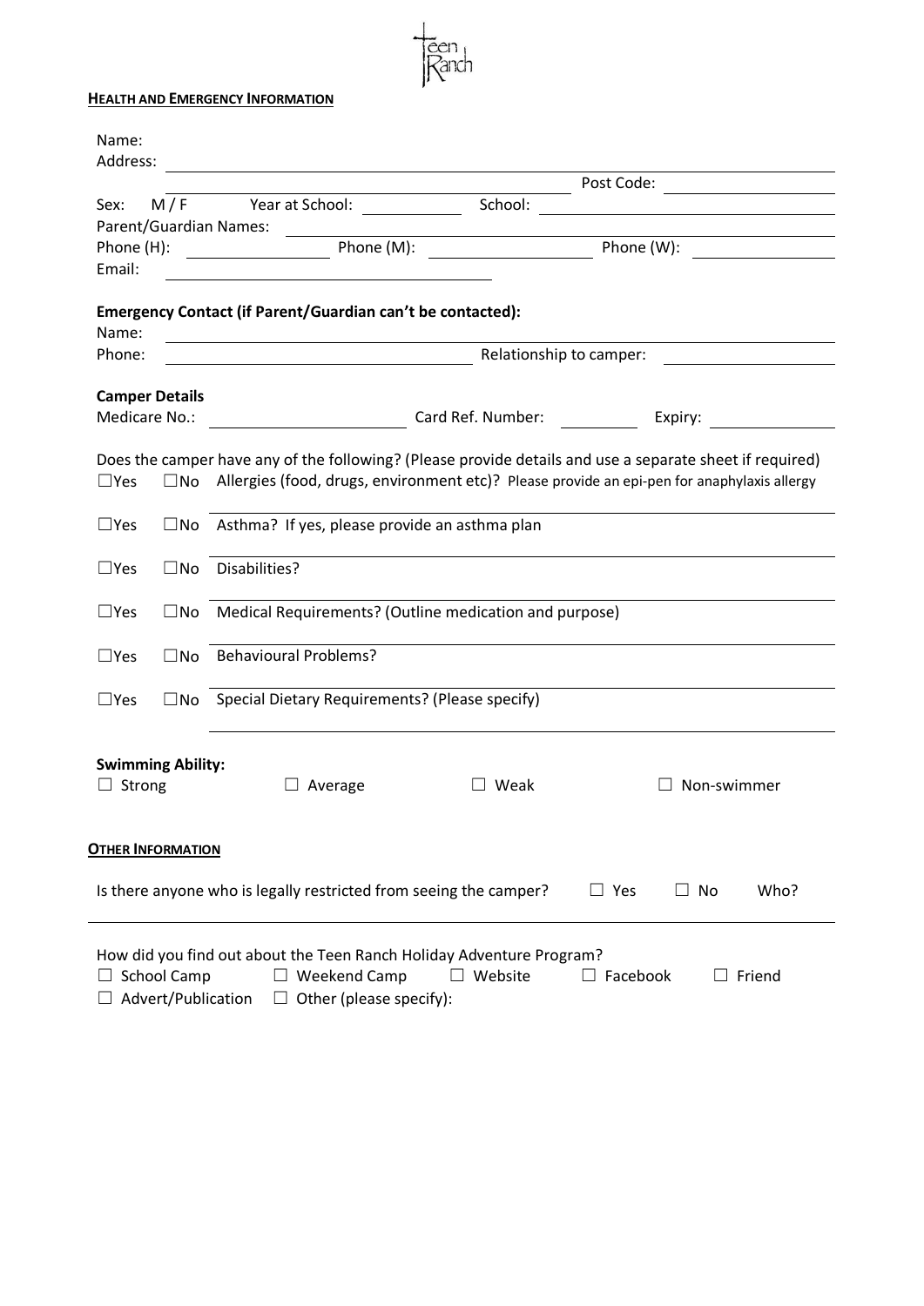Teen Ranch

**HEALTH AND EMERGENCY INFORMATION**

Name:
Address: ______________________________________________

Post Code: ____________

Sex: M / F Year at School: ____________ School: ______________________

Parent/Guardian Names: ______________________________________________

Phone (H): ____________ Phone (M): ____________ Phone (W): ____________

Email: ______________________

**Emergency Contact (if Parent/Guardian can't be contacted):**

Name: ______________________________________________

Phone: ______________________ Relationship to camper: ____________

**Camper Details**

Medicare No.: ____________ Card Ref. Number: ________ Expiry: ____________

Does the camper have any of the following? (Please provide details and use a separate sheet if required)

☐Yes ☐No Allergies (food, drugs, environment etc)? Please provide an epi-pen for anaphylaxis allergy

☐Yes ☐No Asthma? If yes, please provide an asthma plan

☐Yes ☐No Disabilities?

☐Yes ☐No Medical Requirements? (Outline medication and purpose)

☐Yes ☐No Behavioural Problems?

☐Yes ☐No Special Dietary Requirements? (Please specify)

**Swimming Ability:**

☐ Strong ☐ Average ☐ Weak ☐ Non-swimmer

**OTHER INFORMATION**

Is there anyone who is legally restricted from seeing the camper? ☐ Yes ☐ No Who?

How did you find out about the Teen Ranch Holiday Adventure Program?

☐ School Camp ☐ Weekend Camp ☐ Website ☐ Facebook ☐ Friend
☐ Advert/Publication ☐ Other (please specify):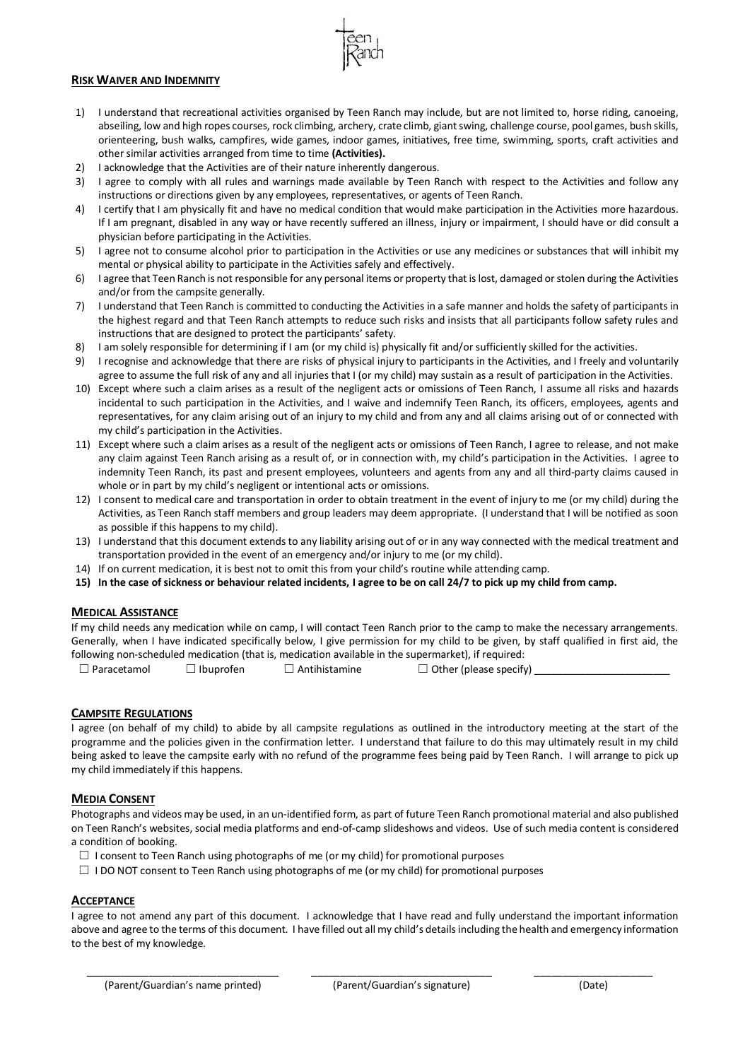## RISK WAIVER AND INDEMNITY

1) I understand that recreational activities organised by Teen Ranch may include, but are not limited to, horse riding, canoeing, abseiling, low and high ropes courses, rock climbing, archery, crate climb, giant swing, challenge course, pool games, bush skills, orienteering, bush walks, campfires, wide games, indoor games, initiatives, free time, swimming, sports, craft activities and other similar activities arranged from time to time **(Activities).**
2) I acknowledge that the Activities are of their nature inherently dangerous.
3) I agree to comply with all rules and warnings made available by Teen Ranch with respect to the Activities and follow any instructions or directions given by any employees, representatives, or agents of Teen Ranch.
4) I certify that I am physically fit and have no medical condition that would make participation in the Activities more hazardous. If I am pregnant, disabled in any way or have recently suffered an illness, injury or impairment, I should have or did consult a physician before participating in the Activities.
5) I agree not to consume alcohol prior to participation in the Activities or use any medicines or substances that will inhibit my mental or physical ability to participate in the Activities safely and effectively.
6) I agree that Teen Ranch is not responsible for any personal items or property that is lost, damaged or stolen during the Activities and/or from the campsite generally.
7) I understand that Teen Ranch is committed to conducting the Activities in a safe manner and holds the safety of participants in the highest regard and that Teen Ranch attempts to reduce such risks and insists that all participants follow safety rules and instructions that are designed to protect the participants' safety.
8) I am solely responsible for determining if I am (or my child is) physically fit and/or sufficiently skilled for the activities.
9) I recognise and acknowledge that there are risks of physical injury to participants in the Activities, and I freely and voluntarily agree to assume the full risk of any and all injuries that I (or my child) may sustain as a result of participation in the Activities.
10) Except where such a claim arises as a result of the negligent acts or omissions of Teen Ranch, I assume all risks and hazards incidental to such participation in the Activities, and I waive and indemnify Teen Ranch, its officers, employees, agents and representatives, for any claim arising out of an injury to my child and from any and all claims arising out of or connected with my child's participation in the Activities.
11) Except where such a claim arises as a result of the negligent acts or omissions of Teen Ranch, I agree to release, and not make any claim against Teen Ranch arising as a result of, or in connection with, my child's participation in the Activities. I agree to indemnity Teen Ranch, its past and present employees, volunteers and agents from any and all third-party claims caused in whole or in part by my child's negligent or intentional acts or omissions.
12) I consent to medical care and transportation in order to obtain treatment in the event of injury to me (or my child) during the Activities, as Teen Ranch staff members and group leaders may deem appropriate. (I understand that I will be notified as soon as possible if this happens to my child).
13) I understand that this document extends to any liability arising out of or in any way connected with the medical treatment and transportation provided in the event of an emergency and/or injury to me (or my child).
14) If on current medication, it is best not to omit this from your child's routine while attending camp.
15) **In the case of sickness or behaviour related incidents, I agree to be on call 24/7 to pick up my child from camp.**

## MEDICAL ASSISTANCE

If my child needs any medication while on camp, I will contact Teen Ranch prior to the camp to make the necessary arrangements. Generally, when I have indicated specifically below, I give permission for my child to be given, by staff qualified in first aid, the following non-scheduled medication (that is, medication available in the supermarket), if required:

☐ Paracetamol ☐ Ibuprofen ☐ Antihistamine ☐ Other (please specify) ________________________

## CAMPSITE REGULATIONS

I agree (on behalf of my child) to abide by all campsite regulations as outlined in the introductory meeting at the start of the programme and the policies given in the confirmation letter. I understand that failure to do this may ultimately result in my child being asked to leave the campsite early with no refund of the programme fees being paid by Teen Ranch. I will arrange to pick up my child immediately if this happens.

## MEDIA CONSENT

Photographs and videos may be used, in an un-identified form, as part of future Teen Ranch promotional material and also published on Teen Ranch's websites, social media platforms and end-of-camp slideshows and videos. Use of such media content is considered a condition of booking.

☐ I consent to Teen Ranch using photographs of me (or my child) for promotional purposes

☐ I DO NOT consent to Teen Ranch using photographs of me (or my child) for promotional purposes

## ACCEPTANCE

I agree to not amend any part of this document. I acknowledge that I have read and fully understand the important information above and agree to the terms of this document. I have filled out all my child's details including the health and emergency information to the best of my knowledge.

___________________________________ ___________________________________ ______________________

(Parent/Guardian's name printed) (Parent/Guardian's signature) (Date)